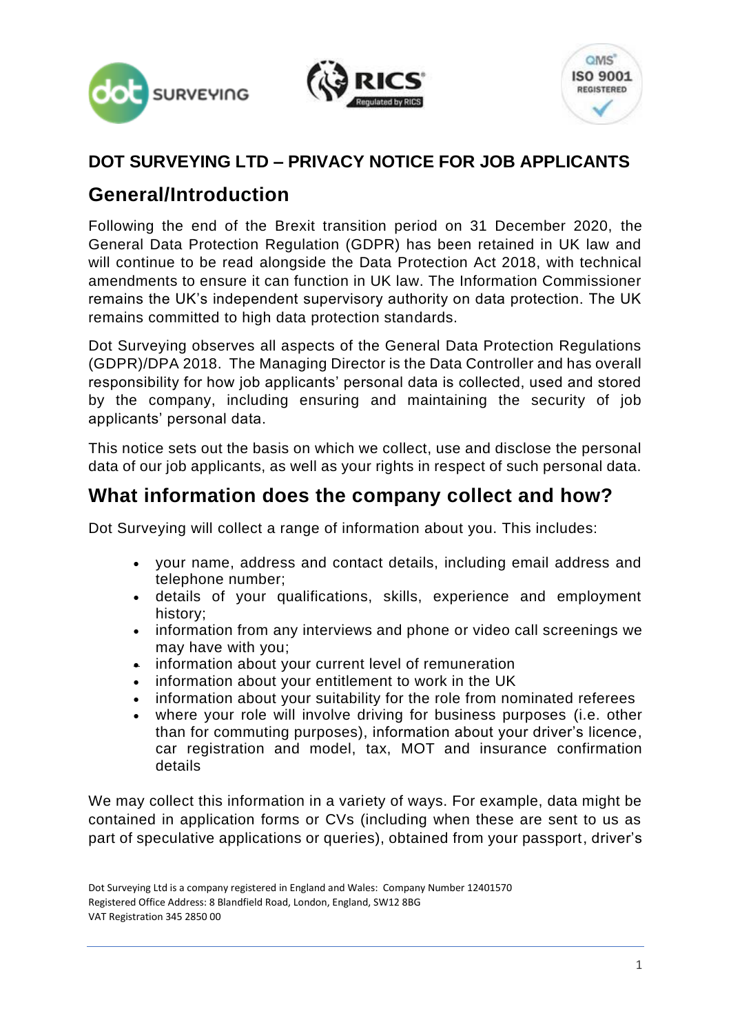# DOT SURVEYING LTD – PRIVACY NOTICE FOR JOB APPLICANTS

## General/Introduction

Following the end of the Brexit transition period on 31 December 2020, the General Data Protection Regulation (GDPR) has been retained in UK law and will continue to be read alongside the Data Protection Act 2018, with technical amendments to ensure it can function in UK law. The Information Commissioner remains the UK's independent supervisory authority on data protection. The UK remains committed to high data protection standards.

Dot Surveying observes all aspects of the General Data Protection Regulations (GDPR)/DPA 2018. The Managing Director is the Data Controller and has overall responsibility for how job applicants' personal data is collected, used and stored by the company, including ensuring and maintaining the security of job applicants' personal data.

This notice sets out the basis on which we collect, use and disclose the personal data of our job applicants, as well as your rights in respect of such personal data.

## What information does the company collect and how?

Dot Surveying will collect a range of information about you. This includes:

- your name, address and contact details, including email address and telephone number;
- details of your qualifications, skills, experience and employment history;
- information from any interviews and phone or video call screenings we may have with you;
- information about your current level of remuneration
- information about your entitlement to work in the UK
- information about your suitability for the role from nominated referees
- where your role will involve driving for business purposes (i.e. other than for commuting purposes), information about your driver's licence, car registration and model, tax, MOT and insurance confirmation details

We may collect this information in a variety of ways. For example, data might be contained in application forms or CVs (including when these are sent to us as part of speculative applications or queries), obtained from your passport, driver's

Dot Surveying Ltd is a company registered in England and Wales: Company Number 12401570
Registered Office Address: 8 Blandfield Road, London, England, SW12 8BG
VAT Registration 345 2850 00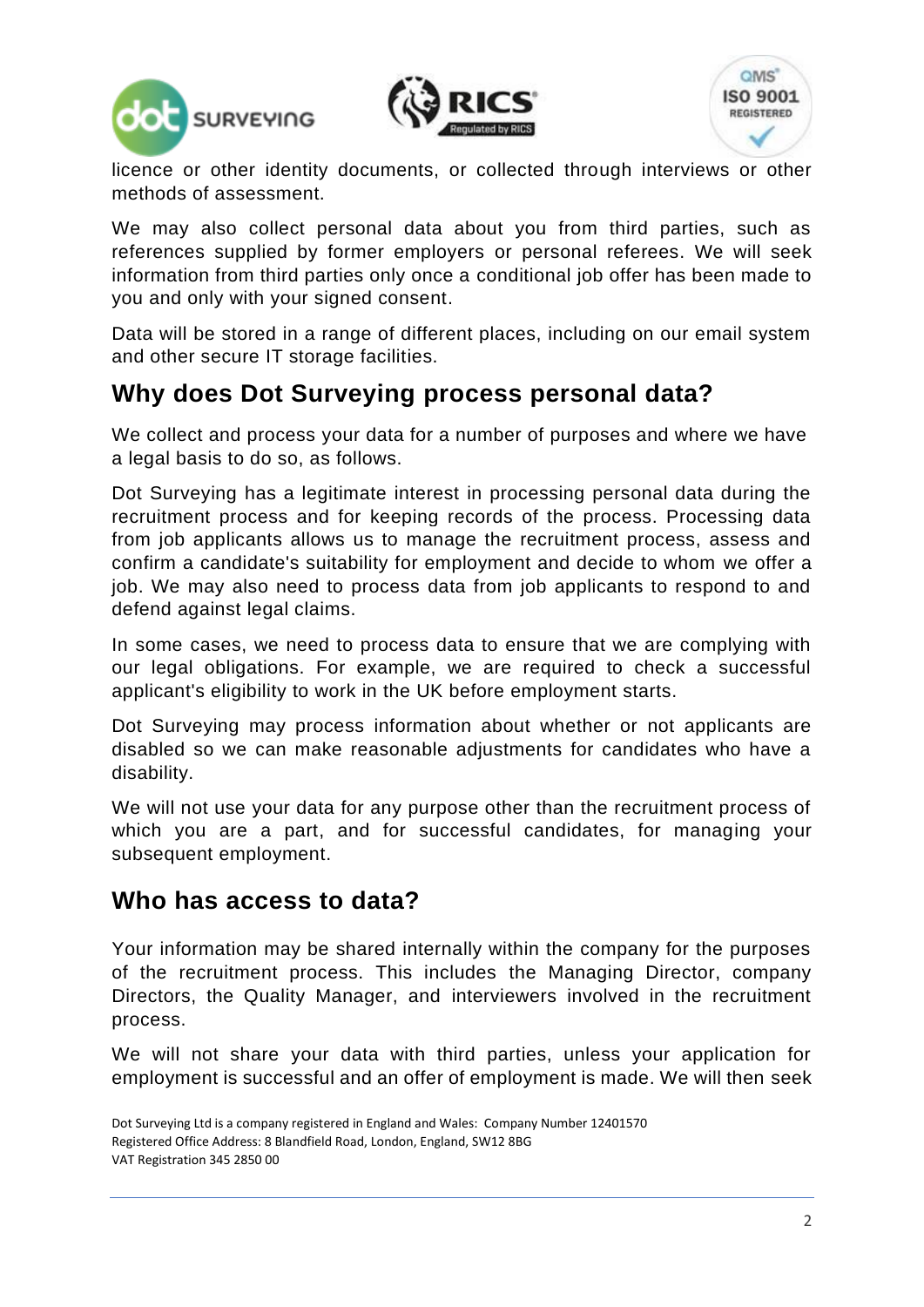licence or other identity documents, or collected through interviews or other methods of assessment.

We may also collect personal data about you from third parties, such as references supplied by former employers or personal referees. We will seek information from third parties only once a conditional job offer has been made to you and only with your signed consent.

Data will be stored in a range of different places, including on our email system and other secure IT storage facilities.

## Why does Dot Surveying process personal data?

We collect and process your data for a number of purposes and where we have a legal basis to do so, as follows.

Dot Surveying has a legitimate interest in processing personal data during the recruitment process and for keeping records of the process. Processing data from job applicants allows us to manage the recruitment process, assess and confirm a candidate's suitability for employment and decide to whom we offer a job. We may also need to process data from job applicants to respond to and defend against legal claims.

In some cases, we need to process data to ensure that we are complying with our legal obligations. For example, we are required to check a successful applicant's eligibility to work in the UK before employment starts.

Dot Surveying may process information about whether or not applicants are disabled so we can make reasonable adjustments for candidates who have a disability.

We will not use your data for any purpose other than the recruitment process of which you are a part, and for successful candidates, for managing your subsequent employment.

## Who has access to data?

Your information may be shared internally within the company for the purposes of the recruitment process. This includes the Managing Director, company Directors, the Quality Manager, and interviewers involved in the recruitment process.

We will not share your data with third parties, unless your application for employment is successful and an offer of employment is made. We will then seek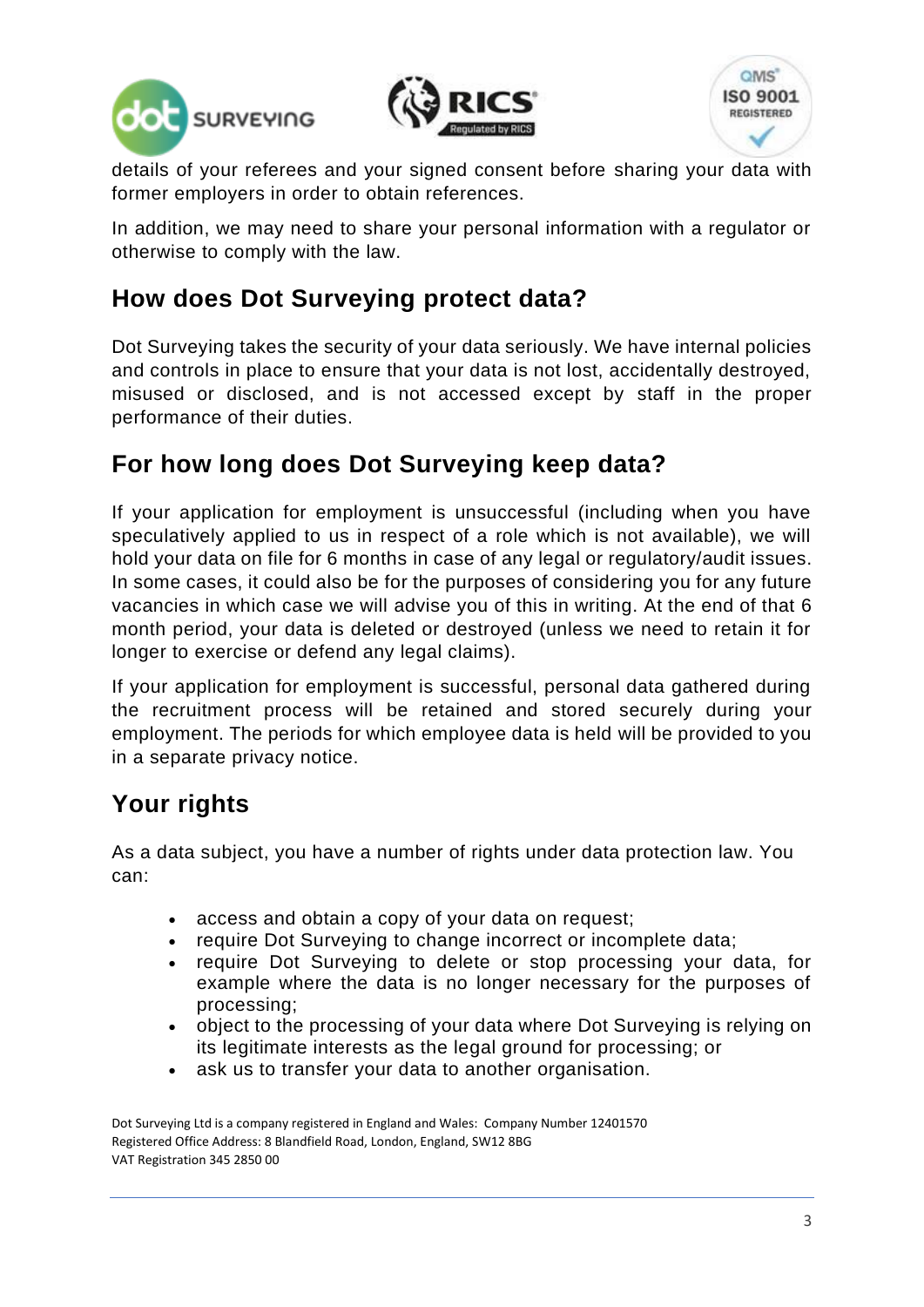details of your referees and your signed consent before sharing your data with former employers in order to obtain references.

In addition, we may need to share your personal information with a regulator or otherwise to comply with the law.

## How does Dot Surveying protect data?

Dot Surveying takes the security of your data seriously. We have internal policies and controls in place to ensure that your data is not lost, accidentally destroyed, misused or disclosed, and is not accessed except by staff in the proper performance of their duties.

## For how long does Dot Surveying keep data?

If your application for employment is unsuccessful (including when you have speculatively applied to us in respect of a role which is not available), we will hold your data on file for 6 months in case of any legal or regulatory/audit issues. In some cases, it could also be for the purposes of considering you for any future vacancies in which case we will advise you of this in writing. At the end of that 6 month period, your data is deleted or destroyed (unless we need to retain it for longer to exercise or defend any legal claims).

If your application for employment is successful, personal data gathered during the recruitment process will be retained and stored securely during your employment. The periods for which employee data is held will be provided to you in a separate privacy notice.

## Your rights

As a data subject, you have a number of rights under data protection law. You can:

- access and obtain a copy of your data on request;
- require Dot Surveying to change incorrect or incomplete data;
- require Dot Surveying to delete or stop processing your data, for example where the data is no longer necessary for the purposes of processing;
- object to the processing of your data where Dot Surveying is relying on its legitimate interests as the legal ground for processing; or
- ask us to transfer your data to another organisation.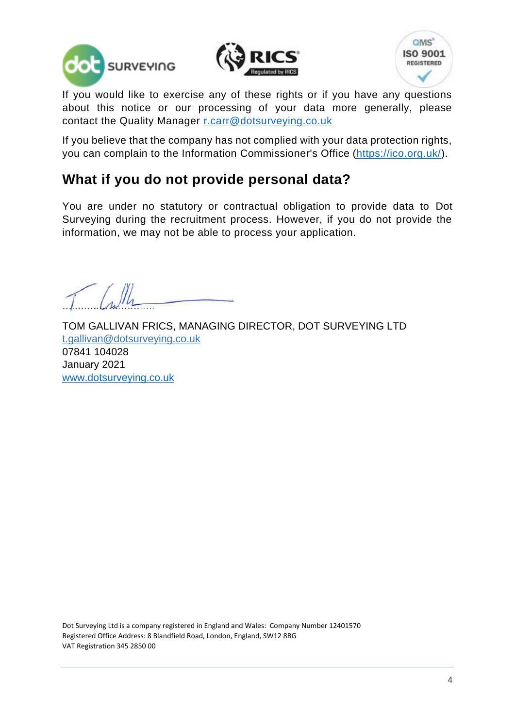If you would like to exercise any of these rights or if you have any questions about this notice or our processing of your data more generally, please contact the Quality Manager r.carr@dotsurveying.co.uk

If you believe that the company has not complied with your data protection rights, you can complain to the Information Commissioner's Office (https://ico.org.uk/).

## What if you do not provide personal data?

You are under no statutory or contractual obligation to provide data to Dot Surveying during the recruitment process. However, if you do not provide the information, we may not be able to process your application.

TOM GALLIVAN FRICS, MANAGING DIRECTOR, DOT SURVEYING LTD
t.gallivan@dotsurveying.co.uk
07841 104028
January 2021
www.dotsurveying.co.uk

Dot Surveying Ltd is a company registered in England and Wales: Company Number 12401570
Registered Office Address: 8 Blandfield Road, London, England, SW12 8BG
VAT Registration 345 2850 00